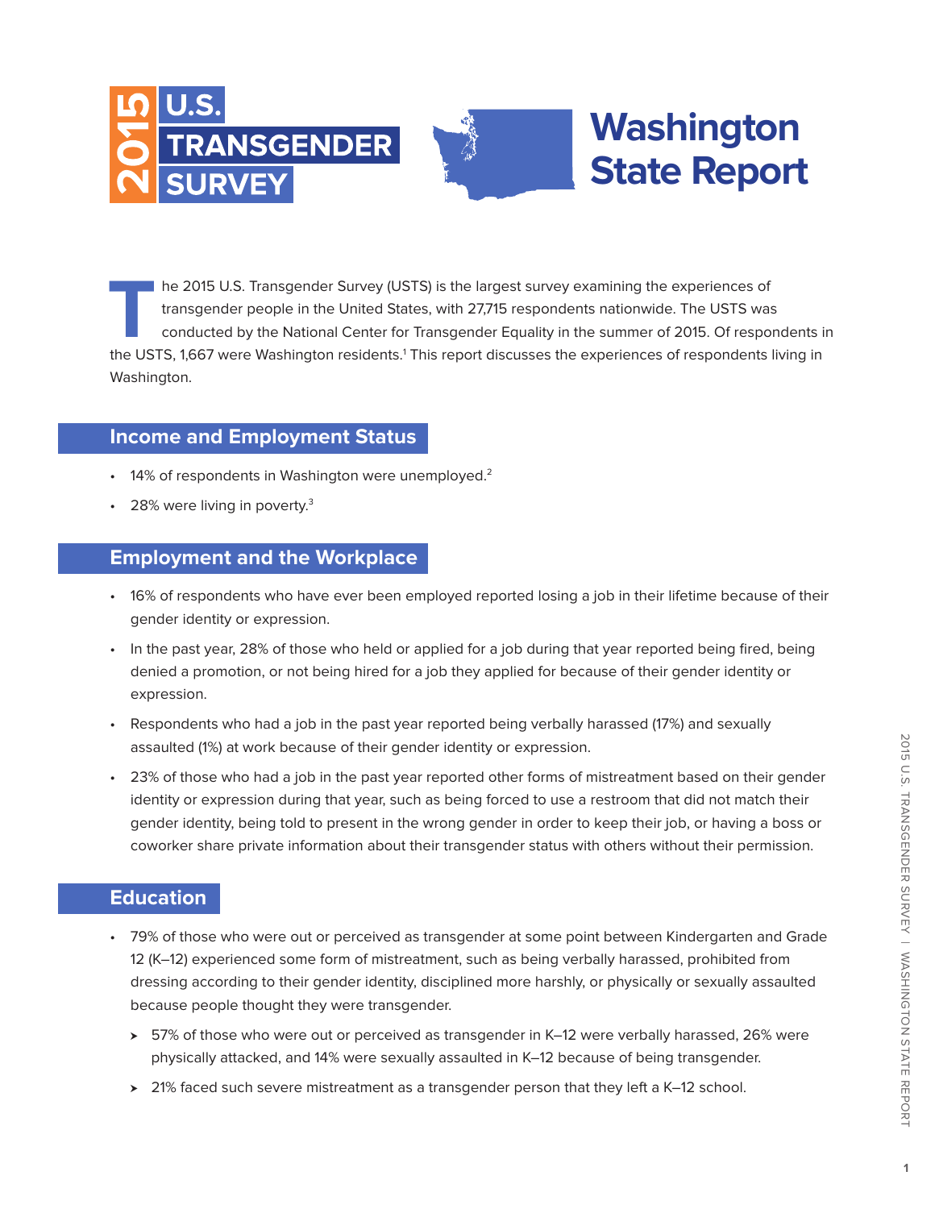# 2015 U.S. Transgender Survey

# Washington State Report

The 2015 U.S. Transgender Survey (USTS) is the largest survey examining the experiences of transgender people in the United States, with 27,715 respondents nationwide. The USTS was conducted by the National Center for Transgender Equality in the summer of 2015. Of respondents in the USTS, 1,667 were Washington residents.[1] This report discusses the experiences of respondents living in Washington.

## Income and Employment Status

- 14% of respondents in Washington were unemployed.[2]
- 28% were living in poverty.[3]

## Employment and the Workplace

- 16% of respondents who have ever been employed reported losing a job in their lifetime because of their gender identity or expression.
- In the past year, 28% of those who held or applied for a job during that year reported being fired, being denied a promotion, or not being hired for a job they applied for because of their gender identity or expression.
- Respondents who had a job in the past year reported being verbally harassed (17%) and sexually assaulted (1%) at work because of their gender identity or expression.
- 23% of those who had a job in the past year reported other forms of mistreatment based on their gender identity or expression during that year, such as being forced to use a restroom that did not match their gender identity, being told to present in the wrong gender in order to keep their job, or having a boss or coworker share private information about their transgender status with others without their permission.

## Education

- 79% of those who were out or perceived as transgender at some point between Kindergarten and Grade 12 (K–12) experienced some form of mistreatment, such as being verbally harassed, prohibited from dressing according to their gender identity, disciplined more harshly, or physically or sexually assaulted because people thought they were transgender.
  - 57% of those who were out or perceived as transgender in K–12 were verbally harassed, 26% were physically attacked, and 14% were sexually assaulted in K–12 because of being transgender.
  - 21% faced such severe mistreatment as a transgender person that they left a K–12 school.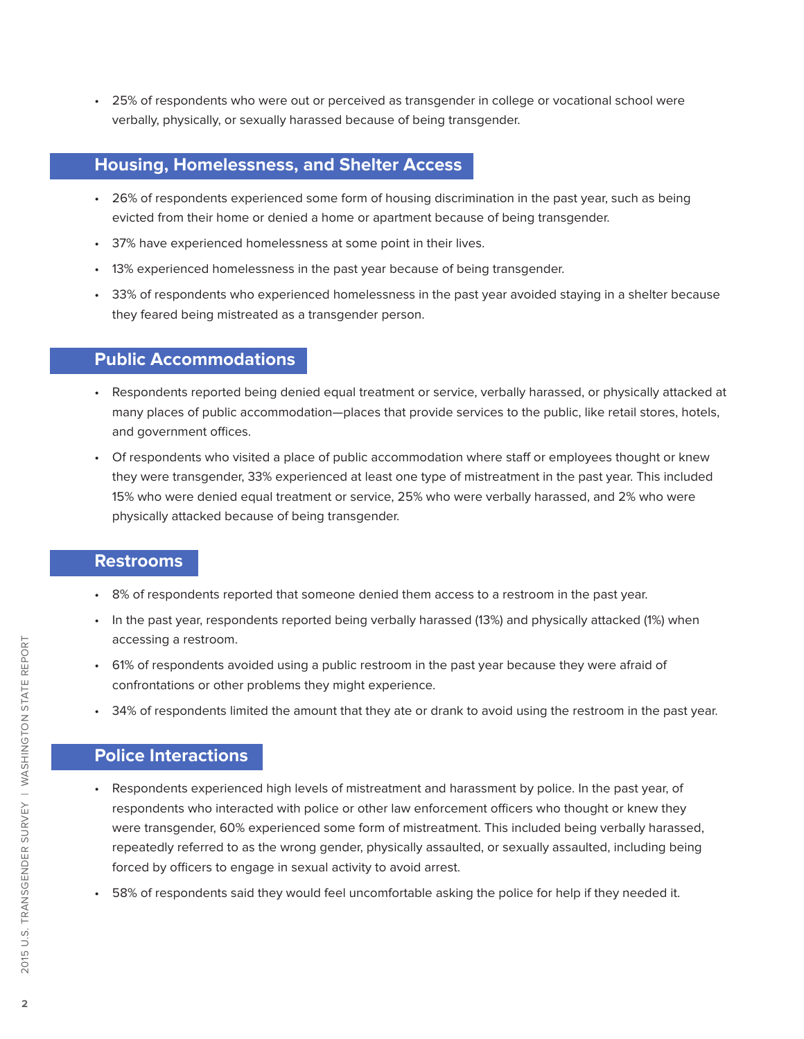- 25% of respondents who were out or perceived as transgender in college or vocational school were verbally, physically, or sexually harassed because of being transgender.

## Housing, Homelessness, and Shelter Access

- 26% of respondents experienced some form of housing discrimination in the past year, such as being evicted from their home or denied a home or apartment because of being transgender.
- 37% have experienced homelessness at some point in their lives.
- 13% experienced homelessness in the past year because of being transgender.
- 33% of respondents who experienced homelessness in the past year avoided staying in a shelter because they feared being mistreated as a transgender person.

## Public Accommodations

- Respondents reported being denied equal treatment or service, verbally harassed, or physically attacked at many places of public accommodation—places that provide services to the public, like retail stores, hotels, and government offices.
- Of respondents who visited a place of public accommodation where staff or employees thought or knew they were transgender, 33% experienced at least one type of mistreatment in the past year. This included 15% who were denied equal treatment or service, 25% who were verbally harassed, and 2% who were physically attacked because of being transgender.

## Restrooms

- 8% of respondents reported that someone denied them access to a restroom in the past year.
- In the past year, respondents reported being verbally harassed (13%) and physically attacked (1%) when accessing a restroom.
- 61% of respondents avoided using a public restroom in the past year because they were afraid of confrontations or other problems they might experience.
- 34% of respondents limited the amount that they ate or drank to avoid using the restroom in the past year.

## Police Interactions

- Respondents experienced high levels of mistreatment and harassment by police. In the past year, of respondents who interacted with police or other law enforcement officers who thought or knew they were transgender, 60% experienced some form of mistreatment. This included being verbally harassed, repeatedly referred to as the wrong gender, physically assaulted, or sexually assaulted, including being forced by officers to engage in sexual activity to avoid arrest.
- 58% of respondents said they would feel uncomfortable asking the police for help if they needed it.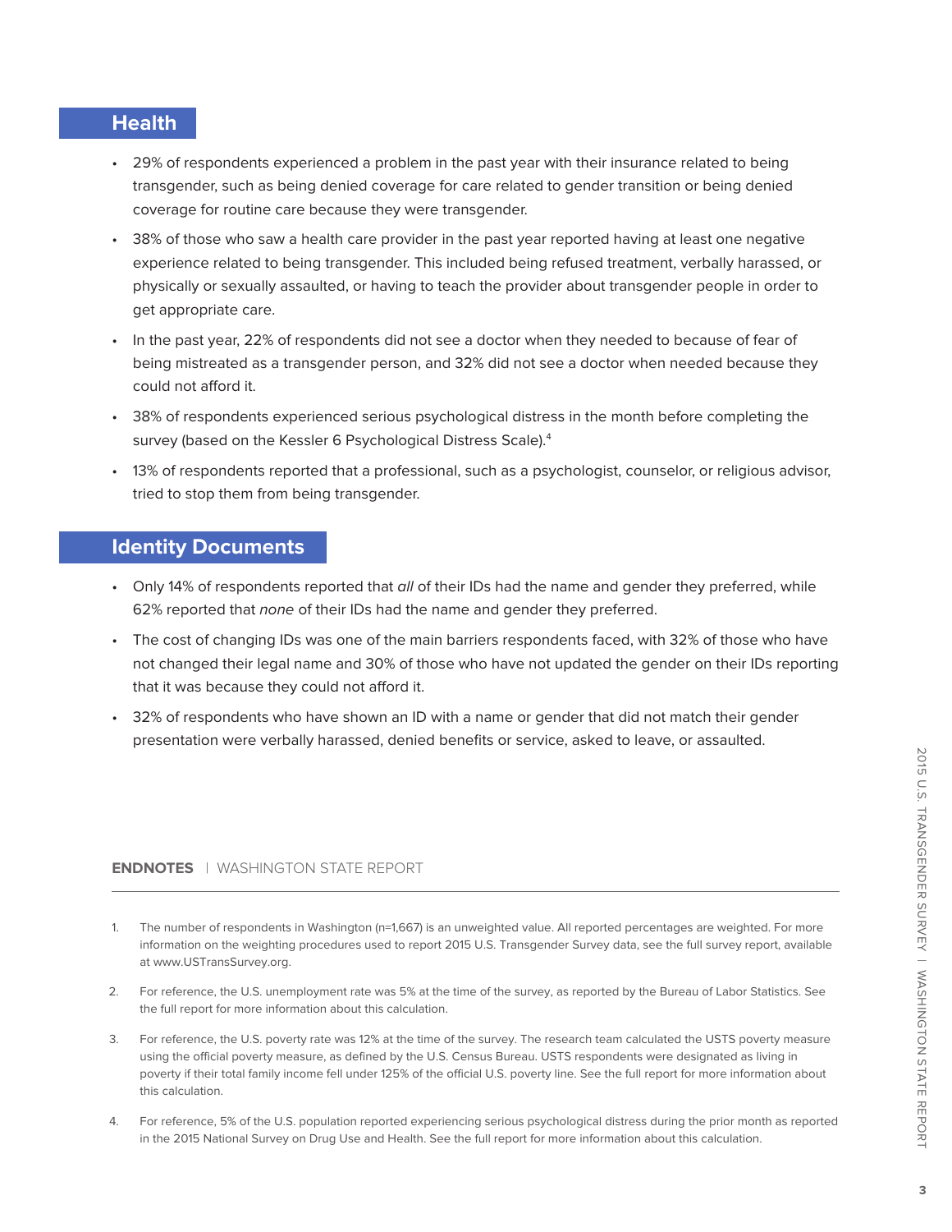## Health

- 29% of respondents experienced a problem in the past year with their insurance related to being transgender, such as being denied coverage for care related to gender transition or being denied coverage for routine care because they were transgender.
- 38% of those who saw a health care provider in the past year reported having at least one negative experience related to being transgender. This included being refused treatment, verbally harassed, or physically or sexually assaulted, or having to teach the provider about transgender people in order to get appropriate care.
- In the past year, 22% of respondents did not see a doctor when they needed to because of fear of being mistreated as a transgender person, and 32% did not see a doctor when needed because they could not afford it.
- 38% of respondents experienced serious psychological distress in the month before completing the survey (based on the Kessler 6 Psychological Distress Scale).[4]
- 13% of respondents reported that a professional, such as a psychologist, counselor, or religious advisor, tried to stop them from being transgender.

## Identity Documents

- Only 14% of respondents reported that *all* of their IDs had the name and gender they preferred, while 62% reported that *none* of their IDs had the name and gender they preferred.
- The cost of changing IDs was one of the main barriers respondents faced, with 32% of those who have not changed their legal name and 30% of those who have not updated the gender on their IDs reporting that it was because they could not afford it.
- 32% of respondents who have shown an ID with a name or gender that did not match their gender presentation were verbally harassed, denied benefits or service, asked to leave, or assaulted.

**ENDNOTES** | WASHINGTON STATE REPORT

1. The number of respondents in Washington (n=1,667) is an unweighted value. All reported percentages are weighted. For more information on the weighting procedures used to report 2015 U.S. Transgender Survey data, see the full survey report, available at www.USTransSurvey.org.
2. For reference, the U.S. unemployment rate was 5% at the time of the survey, as reported by the Bureau of Labor Statistics. See the full report for more information about this calculation.
3. For reference, the U.S. poverty rate was 12% at the time of the survey. The research team calculated the USTS poverty measure using the official poverty measure, as defined by the U.S. Census Bureau. USTS respondents were designated as living in poverty if their total family income fell under 125% of the official U.S. poverty line. See the full report for more information about this calculation.
4. For reference, 5% of the U.S. population reported experiencing serious psychological distress during the prior month as reported in the 2015 National Survey on Drug Use and Health. See the full report for more information about this calculation.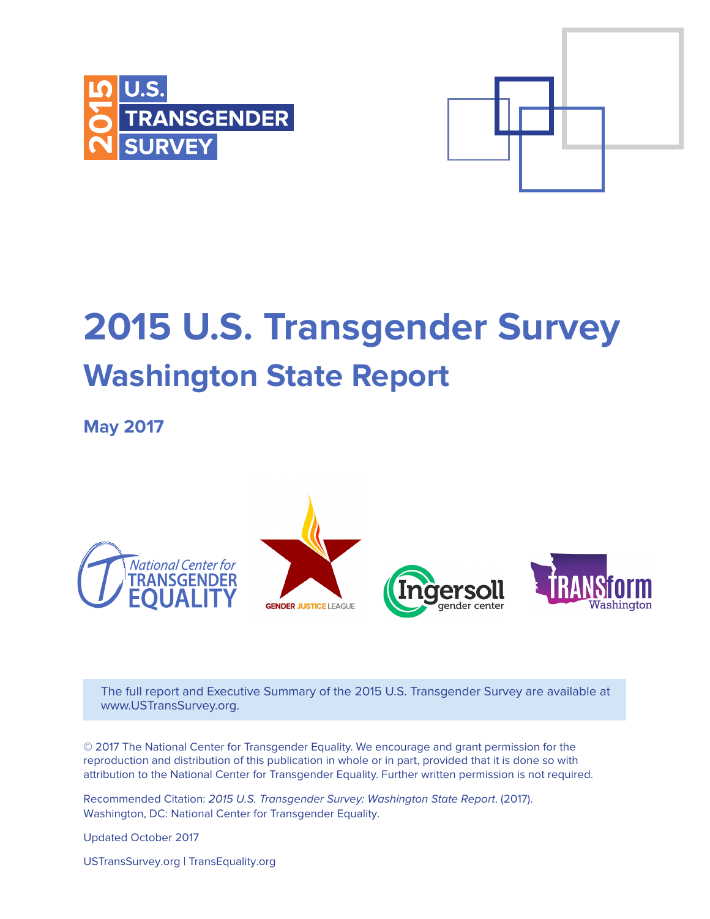# 2015 U.S. Transgender Survey

## Washington State Report

**May 2017**

The full report and Executive Summary of the 2015 U.S. Transgender Survey are available at www.USTransSurvey.org.

© 2017 The National Center for Transgender Equality. We encourage and grant permission for the reproduction and distribution of this publication in whole or in part, provided that it is done so with attribution to the National Center for Transgender Equality. Further written permission is not required.

Recommended Citation: *2015 U.S. Transgender Survey: Washington State Report*. (2017). Washington, DC: National Center for Transgender Equality.

Updated October 2017

USTransSurvey.org | TransEquality.org